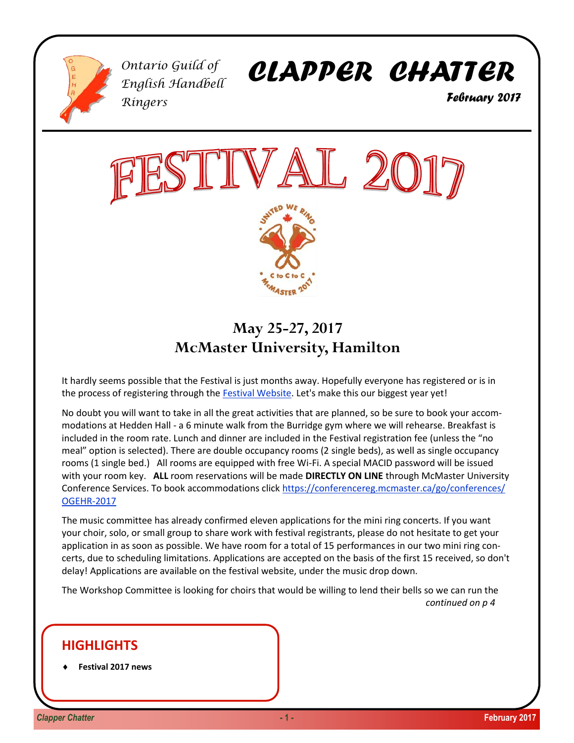Ontario Guild of English Handbell Ringers

# CLAPPER CHATTER

**February 2017**

# FESTIVAL 2017

## May 25-27, 2017
## McMaster University, Hamilton

It hardly seems possible that the Festival is just months away. Hopefully everyone has registered or is in the process of registering through the Festival Website. Let's make this our biggest year yet!

No doubt you will want to take in all the great activities that are planned, so be sure to book your accommodations at Hedden Hall - a 6 minute walk from the Burridge gym where we will rehearse. Breakfast is included in the room rate. Lunch and dinner are included in the Festival registration fee (unless the "no meal" option is selected). There are double occupancy rooms (2 single beds), as well as single occupancy rooms (1 single bed.) All rooms are equipped with free Wi-Fi. A special MACID password will be issued with your room key. **ALL** room reservations will be made **DIRECTLY ON LINE** through McMaster University Conference Services. To book accommodations click https://conferencereg.mcmaster.ca/go/conferences/OGEHR-2017

The music committee has already confirmed eleven applications for the mini ring concerts. If you want your choir, solo, or small group to share work with festival registrants, please do not hesitate to get your application in as soon as possible. We have room for a total of 15 performances in our two mini ring concerts, due to scheduling limitations. Applications are accepted on the basis of the first 15 received, so don't delay! Applications are available on the festival website, under the music drop down.

The Workshop Committee is looking for choirs that would be willing to lend their bells so we can run the

*continued on p 4*

## HIGHLIGHTS

- **Festival 2017 news**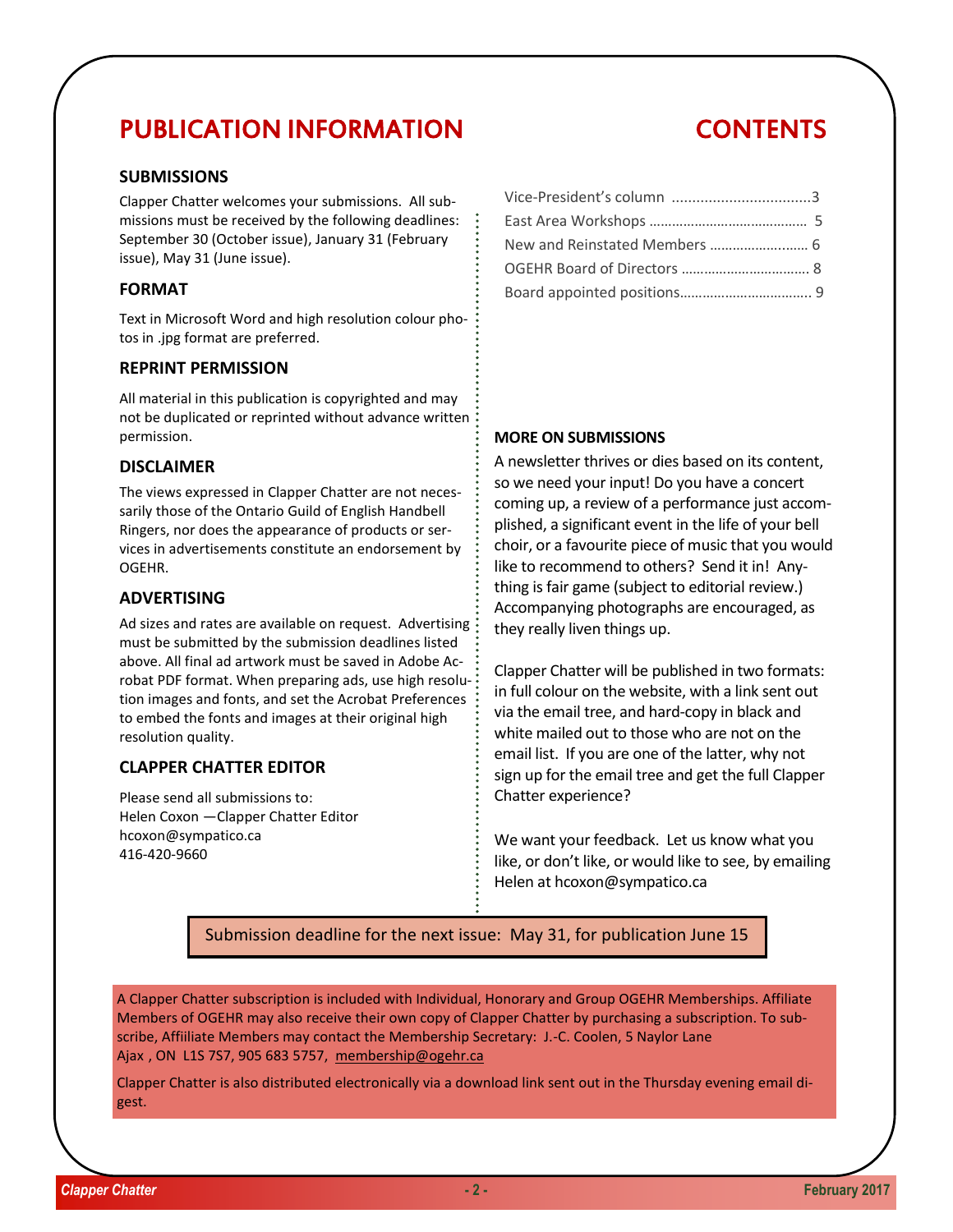# PUBLICATION INFORMATION

### SUBMISSIONS

Clapper Chatter welcomes your submissions. All submissions must be received by the following deadlines: September 30 (October issue), January 31 (February issue), May 31 (June issue).

### FORMAT

Text in Microsoft Word and high resolution colour photos in .jpg format are preferred.

### REPRINT PERMISSION

All material in this publication is copyrighted and may not be duplicated or reprinted without advance written permission.

### DISCLAIMER

The views expressed in Clapper Chatter are not necessarily those of the Ontario Guild of English Handbell Ringers, nor does the appearance of products or services in advertisements constitute an endorsement by OGEHR.

### ADVERTISING

Ad sizes and rates are available on request. Advertising must be submitted by the submission deadlines listed above. All final ad artwork must be saved in Adobe Acrobat PDF format. When preparing ads, use high resolution images and fonts, and set the Acrobat Preferences to embed the fonts and images at their original high resolution quality.

### CLAPPER CHATTER EDITOR

Please send all submissions to:
Helen Coxon —Clapper Chatter Editor
hcoxon@sympatico.ca
416-420-9660

# CONTENTS

Vice-President's column .................................3
East Area Workshops ......................................... 5
New and Reinstated Members .......................... 6
OGEHR Board of Directors ................................. 8
Board appointed positions.................................. 9

### MORE ON SUBMISSIONS

A newsletter thrives or dies based on its content, so we need your input! Do you have a concert coming up, a review of a performance just accomplished, a significant event in the life of your bell choir, or a favourite piece of music that you would like to recommend to others? Send it in! Anything is fair game (subject to editorial review.) Accompanying photographs are encouraged, as they really liven things up.

Clapper Chatter will be published in two formats: in full colour on the website, with a link sent out via the email tree, and hard-copy in black and white mailed out to those who are not on the email list. If you are one of the latter, why not sign up for the email tree and get the full Clapper Chatter experience?

We want your feedback. Let us know what you like, or don't like, or would like to see, by emailing Helen at hcoxon@sympatico.ca

Submission deadline for the next issue: May 31, for publication June 15

A Clapper Chatter subscription is included with Individual, Honorary and Group OGEHR Memberships. Affiliate Members of OGEHR may also receive their own copy of Clapper Chatter by purchasing a subscription. To subscribe, Affiliate Members may contact the Membership Secretary: J.-C. Coolen, 5 Naylor Lane Ajax , ON L1S 7S7, 905 683 5757, membership@ogehr.ca

Clapper Chatter is also distributed electronically via a download link sent out in the Thursday evening email digest.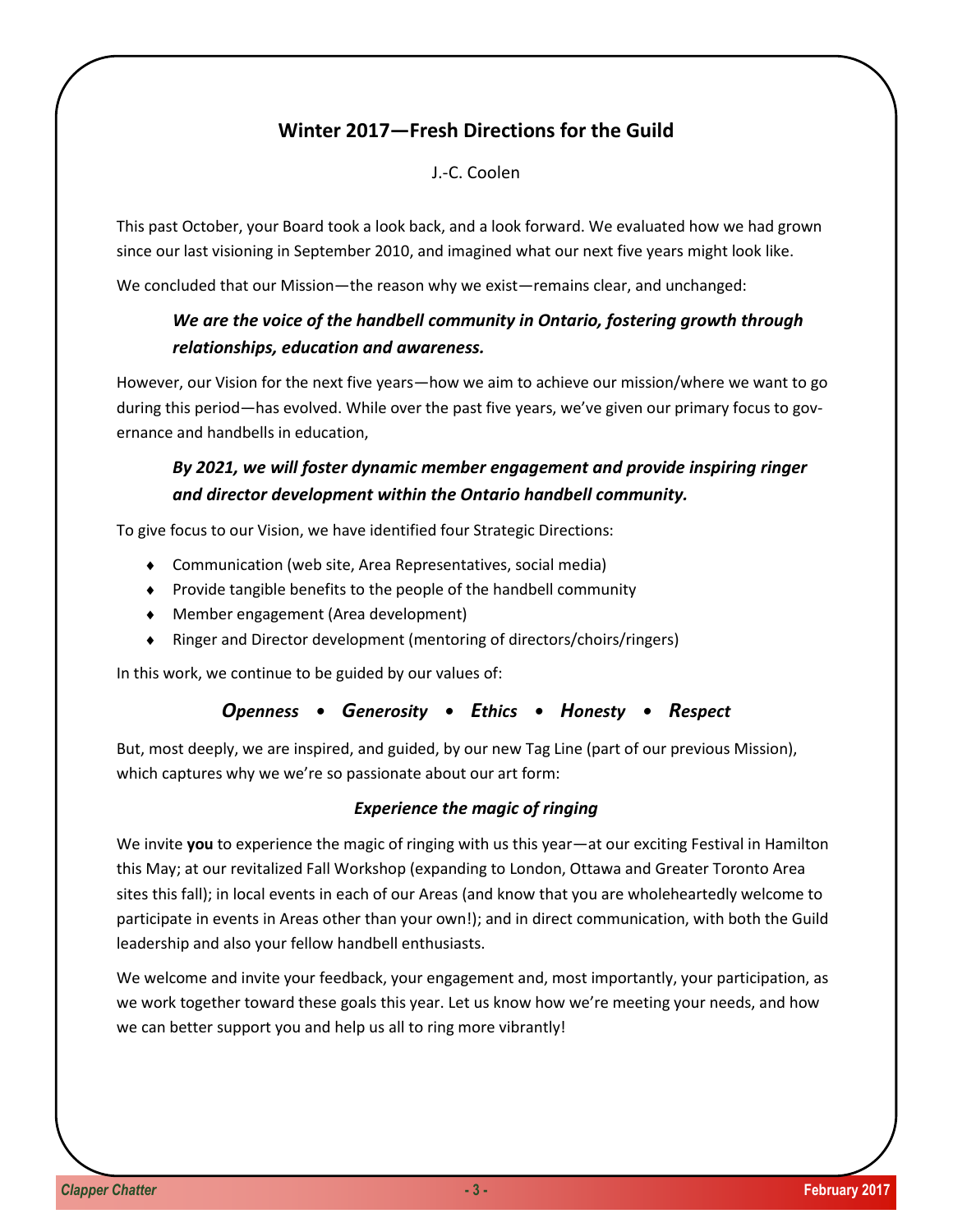## Winter 2017—Fresh Directions for the Guild

J.-C. Coolen

This past October, your Board took a look back, and a look forward. We evaluated how we had grown since our last visioning in September 2010, and imagined what our next five years might look like.

We concluded that our Mission—the reason why we exist—remains clear, and unchanged:

> ***We are the voice of the handbell community in Ontario, fostering growth through relationships, education and awareness.***

However, our Vision for the next five years—how we aim to achieve our mission/where we want to go during this period—has evolved. While over the past five years, we've given our primary focus to governance and handbells in education,

> ***By 2021, we will foster dynamic member engagement and provide inspiring ringer and director development within the Ontario handbell community.***

To give focus to our Vision, we have identified four Strategic Directions:

- Communication (web site, Area Representatives, social media)
- Provide tangible benefits to the people of the handbell community
- Member engagement (Area development)
- Ringer and Director development (mentoring of directors/choirs/ringers)

In this work, we continue to be guided by our values of:

***Openness • Generosity • Ethics • Honesty • Respect***

But, most deeply, we are inspired, and guided, by our new Tag Line (part of our previous Mission), which captures why we we're so passionate about our art form:

***Experience the magic of ringing***

We invite **you** to experience the magic of ringing with us this year—at our exciting Festival in Hamilton this May; at our revitalized Fall Workshop (expanding to London, Ottawa and Greater Toronto Area sites this fall); in local events in each of our Areas (and know that you are wholeheartedly welcome to participate in events in Areas other than your own!); and in direct communication, with both the Guild leadership and also your fellow handbell enthusiasts.

We welcome and invite your feedback, your engagement and, most importantly, your participation, as we work together toward these goals this year. Let us know how we're meeting your needs, and how we can better support you and help us all to ring more vibrantly!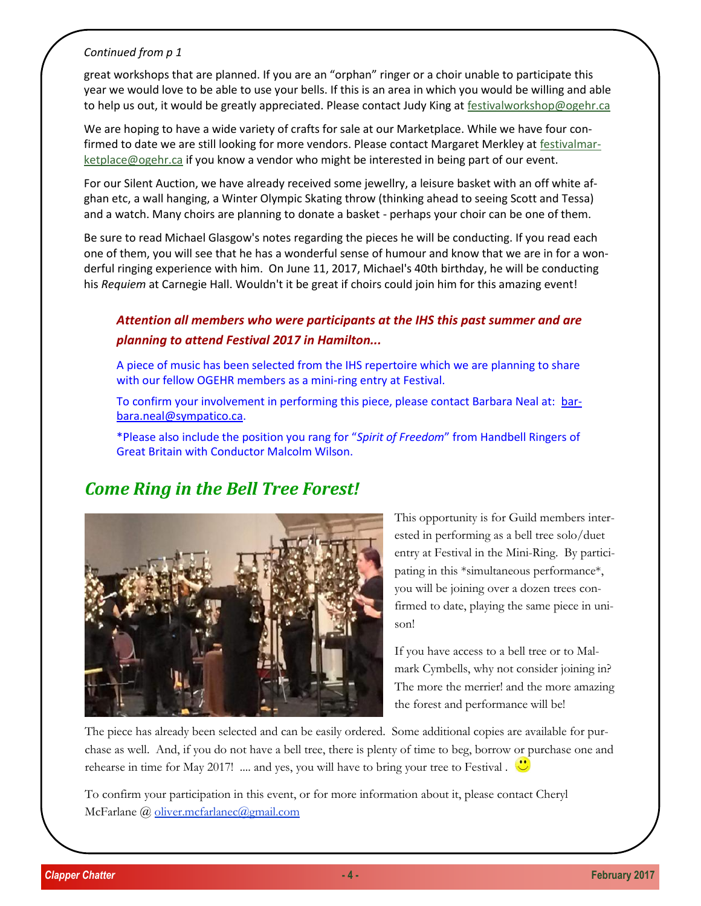*Continued from p 1*

great workshops that are planned. If you are an "orphan" ringer or a choir unable to participate this year we would love to be able to use your bells. If this is an area in which you would be willing and able to help us out, it would be greatly appreciated. Please contact Judy King at festivalworkshop@ogehr.ca

We are hoping to have a wide variety of crafts for sale at our Marketplace. While we have four confirmed to date we are still looking for more vendors. Please contact Margaret Merkley at festivalmarketplace@ogehr.ca if you know a vendor who might be interested in being part of our event.

For our Silent Auction, we have already received some jewellry, a leisure basket with an off white afghan etc, a wall hanging, a Winter Olympic Skating throw (thinking ahead to seeing Scott and Tessa) and a watch. Many choirs are planning to donate a basket - perhaps your choir can be one of them.

Be sure to read Michael Glasgow's notes regarding the pieces he will be conducting. If you read each one of them, you will see that he has a wonderful sense of humour and know that we are in for a wonderful ringing experience with him. On June 11, 2017, Michael's 40th birthday, he will be conducting his *Requiem* at Carnegie Hall. Wouldn't it be great if choirs could join him for this amazing event!

***Attention all members who were participants at the IHS this past summer and are planning to attend Festival 2017 in Hamilton...***

A piece of music has been selected from the IHS repertoire which we are planning to share with our fellow OGEHR members as a mini-ring entry at Festival.

To confirm your involvement in performing this piece, please contact Barbara Neal at: barbara.neal@sympatico.ca.

*Please also include the position you rang for "*Spirit of Freedom*" from Handbell Ringers of Great Britain with Conductor Malcolm Wilson.

## *Come Ring in the Bell Tree Forest!*

This opportunity is for Guild members interested in performing as a bell tree solo/duet entry at Festival in the Mini-Ring. By participating in this *simultaneous performance*, you will be joining over a dozen trees confirmed to date, playing the same piece in unison!

If you have access to a bell tree or to Malmark Cymbells, why not consider joining in? The more the merrier! and the more amazing the forest and performance will be!

The piece has already been selected and can be easily ordered. Some additional copies are available for purchase as well. And, if you do not have a bell tree, there is plenty of time to beg, borrow or purchase one and rehearse in time for May 2017! .... and yes, you will have to bring your tree to Festival . 🙂

To confirm your participation in this event, or for more information about it, please contact Cheryl McFarlane @ oliver.mcfarlanec@gmail.com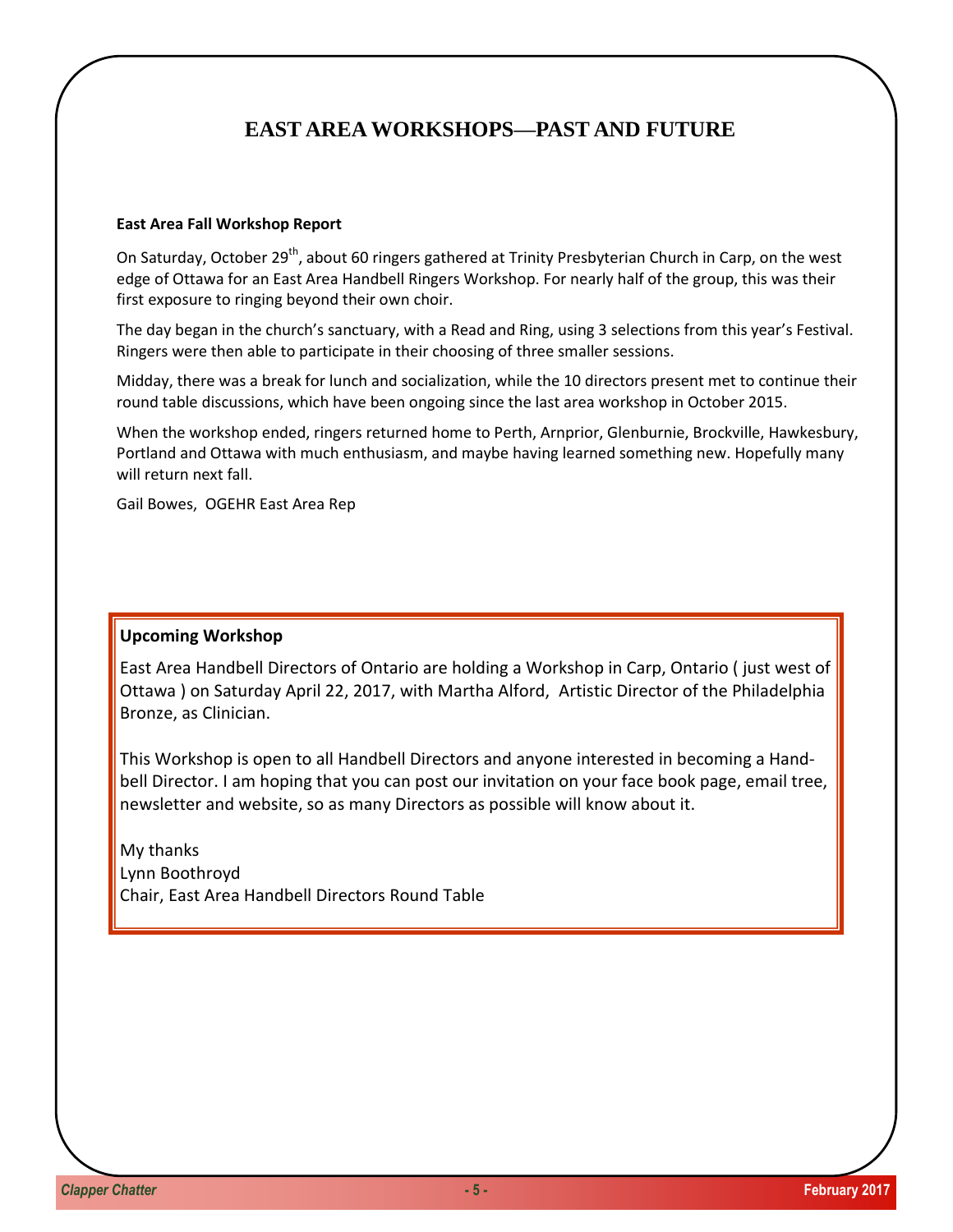# EAST AREA WORKSHOPS—PAST AND FUTURE

**East Area Fall Workshop Report**

On Saturday, October 29th, about 60 ringers gathered at Trinity Presbyterian Church in Carp, on the west edge of Ottawa for an East Area Handbell Ringers Workshop. For nearly half of the group, this was their first exposure to ringing beyond their own choir.

The day began in the church's sanctuary, with a Read and Ring, using 3 selections from this year's Festival. Ringers were then able to participate in their choosing of three smaller sessions.

Midday, there was a break for lunch and socialization, while the 10 directors present met to continue their round table discussions, which have been ongoing since the last area workshop in October 2015.

When the workshop ended, ringers returned home to Perth, Arnprior, Glenburnie, Brockville, Hawkesbury, Portland and Ottawa with much enthusiasm, and maybe having learned something new. Hopefully many will return next fall.

Gail Bowes, OGEHR East Area Rep

**Upcoming Workshop**

East Area Handbell Directors of Ontario are holding a Workshop in Carp, Ontario ( just west of Ottawa ) on Saturday April 22, 2017, with Martha Alford, Artistic Director of the Philadelphia Bronze, as Clinician.

This Workshop is open to all Handbell Directors and anyone interested in becoming a Handbell Director. I am hoping that you can post our invitation on your face book page, email tree, newsletter and website, so as many Directors as possible will know about it.

My thanks
Lynn Boothroyd
Chair, East Area Handbell Directors Round Table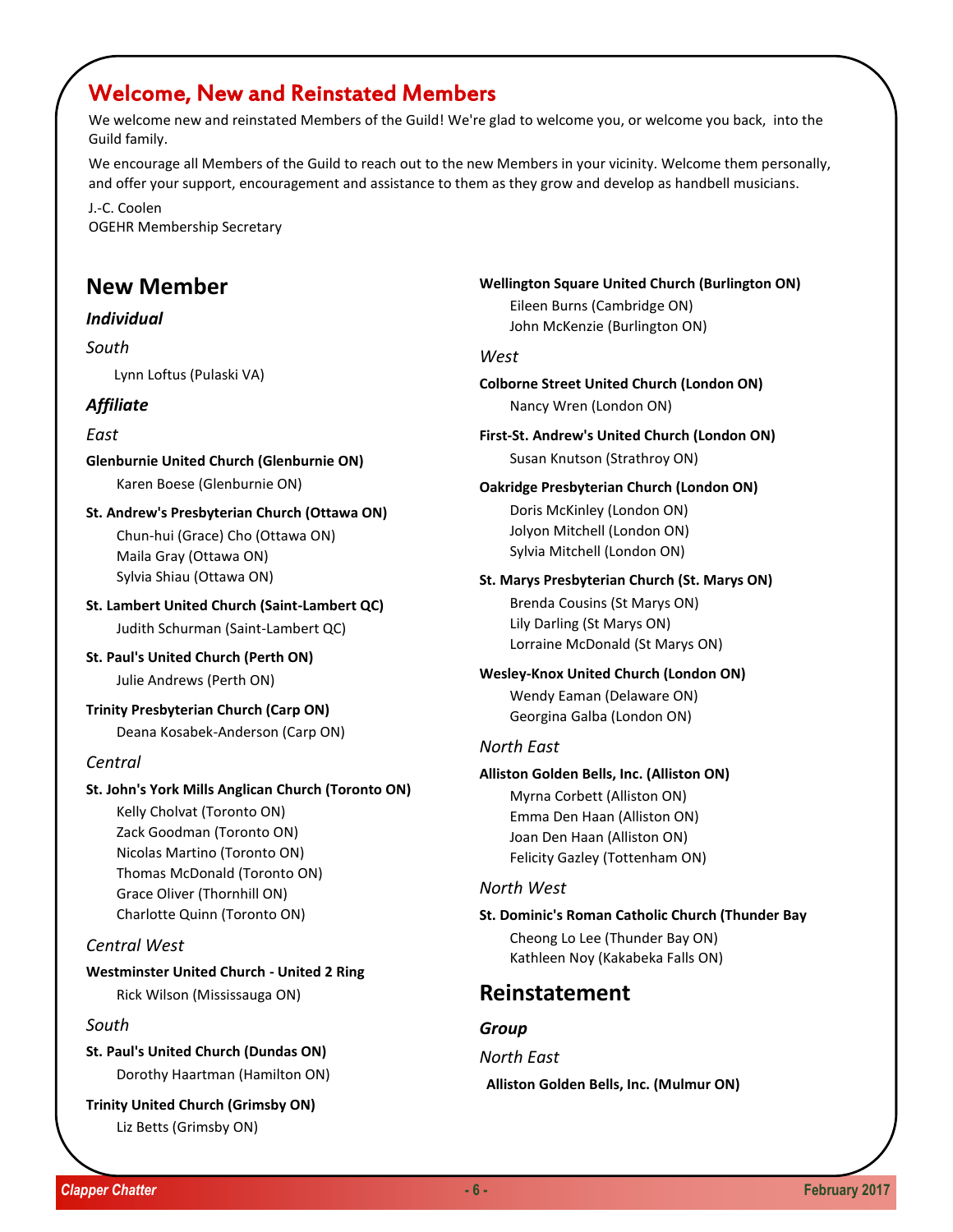# Welcome, New and Reinstated Members

We welcome new and reinstated Members of the Guild! We're glad to welcome you, or welcome you back, into the Guild family.

We encourage all Members of the Guild to reach out to the new Members in your vicinity. Welcome them personally, and offer your support, encouragement and assistance to them as they grow and develop as handbell musicians.

J.-C. Coolen
OGEHR Membership Secretary

## New Member

### *Individual*

*South*

Lynn Loftus (Pulaski VA)

### *Affiliate*

*East*

**Glenburnie United Church (Glenburnie ON)**
Karen Boese (Glenburnie ON)

**St. Andrew's Presbyterian Church (Ottawa ON)**
Chun-hui (Grace) Cho (Ottawa ON)
Maila Gray (Ottawa ON)
Sylvia Shiau (Ottawa ON)

**St. Lambert United Church (Saint-Lambert QC)**
Judith Schurman (Saint-Lambert QC)

**St. Paul's United Church (Perth ON)**
Julie Andrews (Perth ON)

**Trinity Presbyterian Church (Carp ON)**
Deana Kosabek-Anderson (Carp ON)

*Central*

**St. John's York Mills Anglican Church (Toronto ON)**
Kelly Cholvat (Toronto ON)
Zack Goodman (Toronto ON)
Nicolas Martino (Toronto ON)
Thomas McDonald (Toronto ON)
Grace Oliver (Thornhill ON)
Charlotte Quinn (Toronto ON)

*Central West*

**Westminster United Church - United 2 Ring**
Rick Wilson (Mississauga ON)

*South*

**St. Paul's United Church (Dundas ON)**
Dorothy Haartman (Hamilton ON)

**Trinity United Church (Grimsby ON)**
Liz Betts (Grimsby ON)

**Wellington Square United Church (Burlington ON)**
Eileen Burns (Cambridge ON)
John McKenzie (Burlington ON)

*West*

**Colborne Street United Church (London ON)**
Nancy Wren (London ON)

**First-St. Andrew's United Church (London ON)**
Susan Knutson (Strathroy ON)

**Oakridge Presbyterian Church (London ON)**
Doris McKinley (London ON)
Jolyon Mitchell (London ON)
Sylvia Mitchell (London ON)

**St. Marys Presbyterian Church (St. Marys ON)**
Brenda Cousins (St Marys ON)
Lily Darling (St Marys ON)
Lorraine McDonald (St Marys ON)

**Wesley-Knox United Church (London ON)**
Wendy Eaman (Delaware ON)
Georgina Galba (London ON)

*North East*

**Alliston Golden Bells, Inc. (Alliston ON)**
Myrna Corbett (Alliston ON)
Emma Den Haan (Alliston ON)
Joan Den Haan (Alliston ON)
Felicity Gazley (Tottenham ON)

*North West*

**St. Dominic's Roman Catholic Church (Thunder Bay**
Cheong Lo Lee (Thunder Bay ON)
Kathleen Noy (Kakabeka Falls ON)

## Reinstatement

### *Group*

*North East*

**Alliston Golden Bells, Inc. (Mulmur ON)**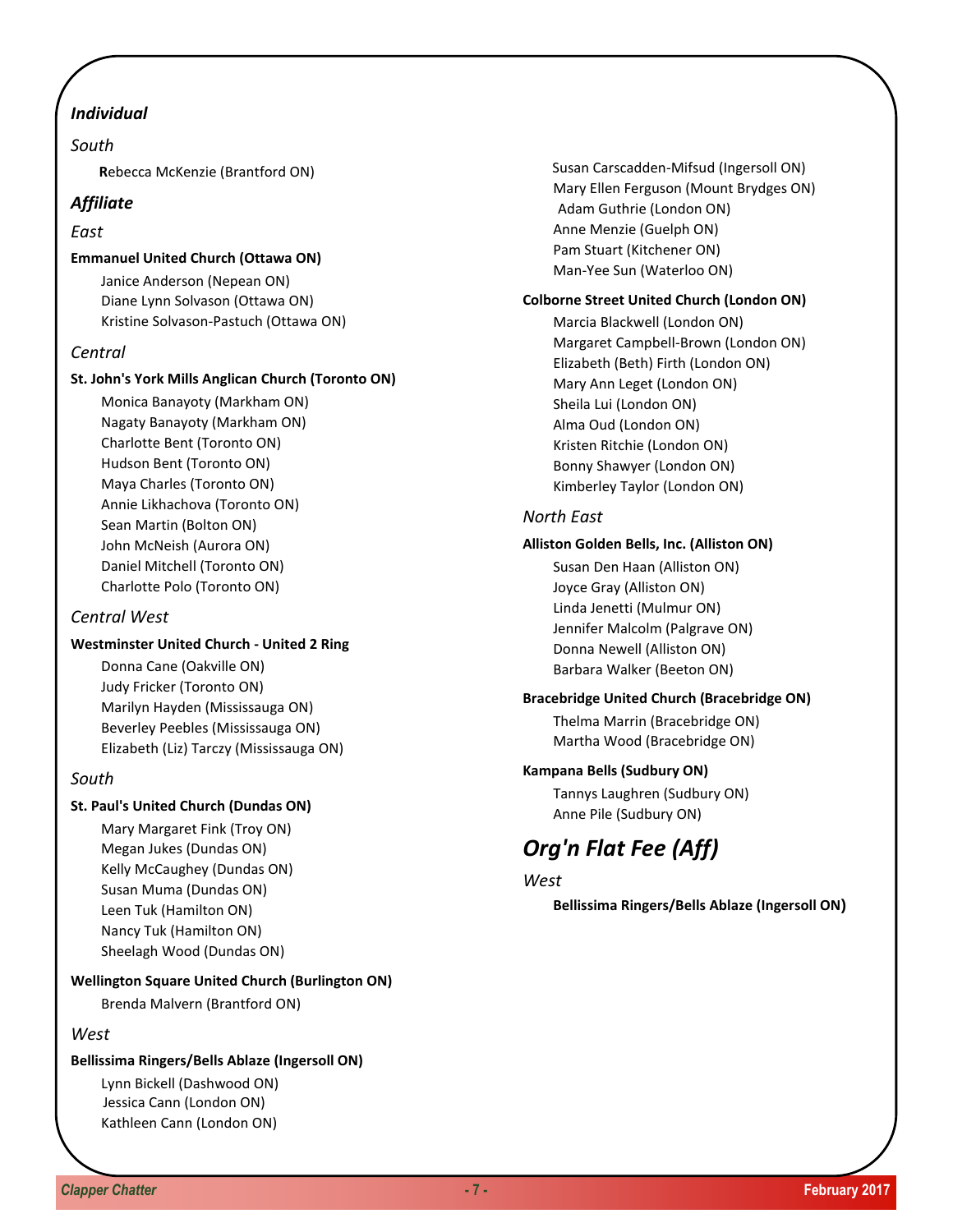### *Individual*

*South*

Rebecca McKenzie (Brantford ON)

### *Affiliate*

*East*

**Emmanuel United Church (Ottawa ON)**

Janice Anderson (Nepean ON)
Diane Lynn Solvason (Ottawa ON)
Kristine Solvason-Pastuch (Ottawa ON)

*Central*

**St. John's York Mills Anglican Church (Toronto ON)**

Monica Banayoty (Markham ON)
Nagaty Banayoty (Markham ON)
Charlotte Bent (Toronto ON)
Hudson Bent (Toronto ON)
Maya Charles (Toronto ON)
Annie Likhachova (Toronto ON)
Sean Martin (Bolton ON)
John McNeish (Aurora ON)
Daniel Mitchell (Toronto ON)
Charlotte Polo (Toronto ON)

*Central West*

**Westminster United Church - United 2 Ring**

Donna Cane (Oakville ON)
Judy Fricker (Toronto ON)
Marilyn Hayden (Mississauga ON)
Beverley Peebles (Mississauga ON)
Elizabeth (Liz) Tarczy (Mississauga ON)

*South*

**St. Paul's United Church (Dundas ON)**

Mary Margaret Fink (Troy ON)
Megan Jukes (Dundas ON)
Kelly McCaughey (Dundas ON)
Susan Muma (Dundas ON)
Leen Tuk (Hamilton ON)
Nancy Tuk (Hamilton ON)
Sheelagh Wood (Dundas ON)

**Wellington Square United Church (Burlington ON)**

Brenda Malvern (Brantford ON)

*West*

**Bellissima Ringers/Bells Ablaze (Ingersoll ON)**

Lynn Bickell (Dashwood ON)
Jessica Cann (London ON)
Kathleen Cann (London ON)
Susan Carscadden-Mifsud (Ingersoll ON)
Mary Ellen Ferguson (Mount Brydges ON)
Adam Guthrie (London ON)
Anne Menzie (Guelph ON)
Pam Stuart (Kitchener ON)
Man-Yee Sun (Waterloo ON)

**Colborne Street United Church (London ON)**

Marcia Blackwell (London ON)
Margaret Campbell-Brown (London ON)
Elizabeth (Beth) Firth (London ON)
Mary Ann Leget (London ON)
Sheila Lui (London ON)
Alma Oud (London ON)
Kristen Ritchie (London ON)
Bonny Shawyer (London ON)
Kimberley Taylor (London ON)

*North East*

**Alliston Golden Bells, Inc. (Alliston ON)**

Susan Den Haan (Alliston ON)
Joyce Gray (Alliston ON)
Linda Jenetti (Mulmur ON)
Jennifer Malcolm (Palgrave ON)
Donna Newell (Alliston ON)
Barbara Walker (Beeton ON)

**Bracebridge United Church (Bracebridge ON)**

Thelma Marrin (Bracebridge ON)
Martha Wood (Bracebridge ON)

**Kampana Bells (Sudbury ON)**

Tannys Laughren (Sudbury ON)
Anne Pile (Sudbury ON)

## *Org'n Flat Fee (Aff)*

*West*

**Bellissima Ringers/Bells Ablaze (Ingersoll ON)**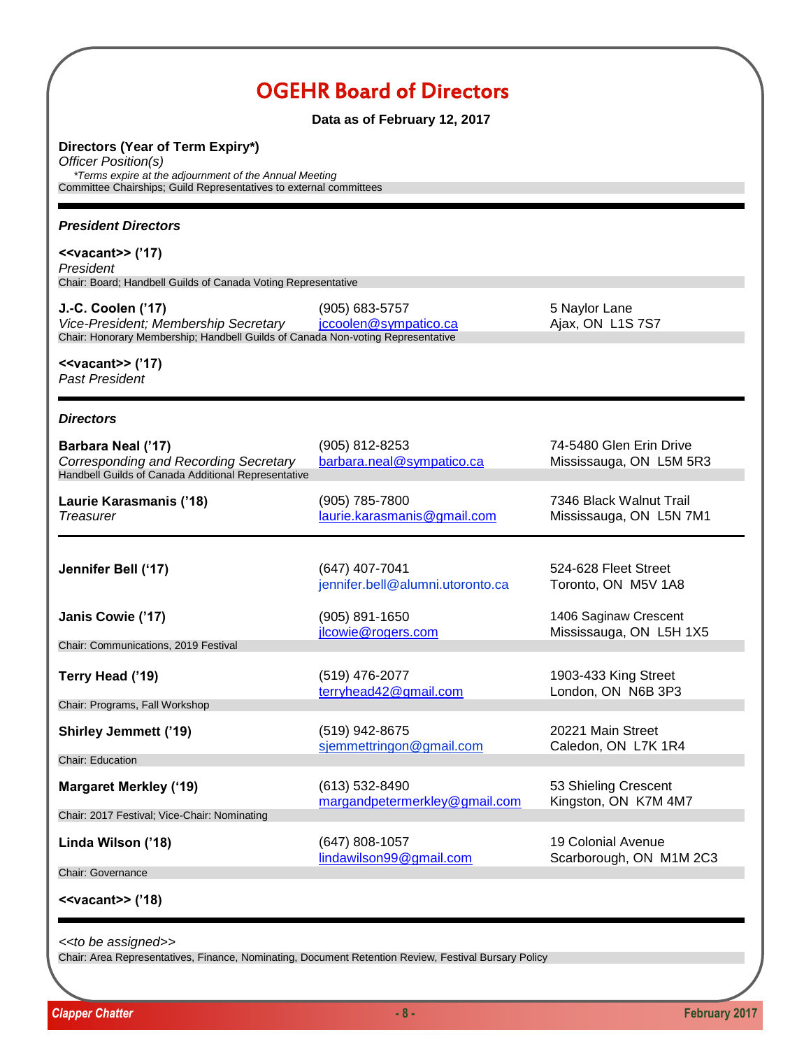# OGEHR Board of Directors

**Data as of February 12, 2017**

**Directors (Year of Term Expiry*)**
*Officer Position(s)*
*\*Terms expire at the adjournment of the Annual Meeting*
Committee Chairships; Guild Representatives to external committees

---

### *President Directors*

**<<vacant>> ('17)**
*President*
Chair: Board; Handbell Guilds of Canada Voting Representative

**J.-C. Coolen ('17)** | (905) 683-5757 | 5 Naylor Lane
*Vice-President; Membership Secretary* | jccoolen@sympatico.ca | Ajax, ON L1S 7S7
Chair: Honorary Membership; Handbell Guilds of Canada Non-voting Representative

**<<vacant>> ('17)**
*Past President*

---

### *Directors*

**Barbara Neal ('17)** | (905) 812-8253 | 74-5480 Glen Erin Drive
*Corresponding and Recording Secretary* | barbara.neal@sympatico.ca | Mississauga, ON L5M 5R3
Handbell Guilds of Canada Additional Representative

**Laurie Karasmanis ('18)** | (905) 785-7800 | 7346 Black Walnut Trail
*Treasurer* | laurie.karasmanis@gmail.com | Mississauga, ON L5N 7M1

---

**Jennifer Bell ('17)** | (647) 407-7041 | 524-628 Fleet Street
jennifer.bell@alumni.utoronto.ca | Toronto, ON M5V 1A8

**Janis Cowie ('17)** | (905) 891-1650 | 1406 Saginaw Crescent
jlcowie@rogers.com | Mississauga, ON L5H 1X5
Chair: Communications, 2019 Festival

**Terry Head ('19)** | (519) 476-2077 | 1903-433 King Street
terryhead42@gmail.com | London, ON N6B 3P3
Chair: Programs, Fall Workshop

**Shirley Jemmett ('19)** | (519) 942-8675 | 20221 Main Street
sjemmettringon@gmail.com | Caledon, ON L7K 1R4
Chair: Education

**Margaret Merkley ('19)** | (613) 532-8490 | 53 Shieling Crescent
margandpetermerkley@gmail.com | Kingston, ON K7M 4M7
Chair: 2017 Festival; Vice-Chair: Nominating

**Linda Wilson ('18)** | (647) 808-1057 | 19 Colonial Avenue
lindawilson99@gmail.com | Scarborough, ON M1M 2C3
Chair: Governance

**<<vacant>> ('18)**

---

*<<to be assigned>>*
Chair: Area Representatives, Finance, Nominating, Document Retention Review, Festival Bursary Policy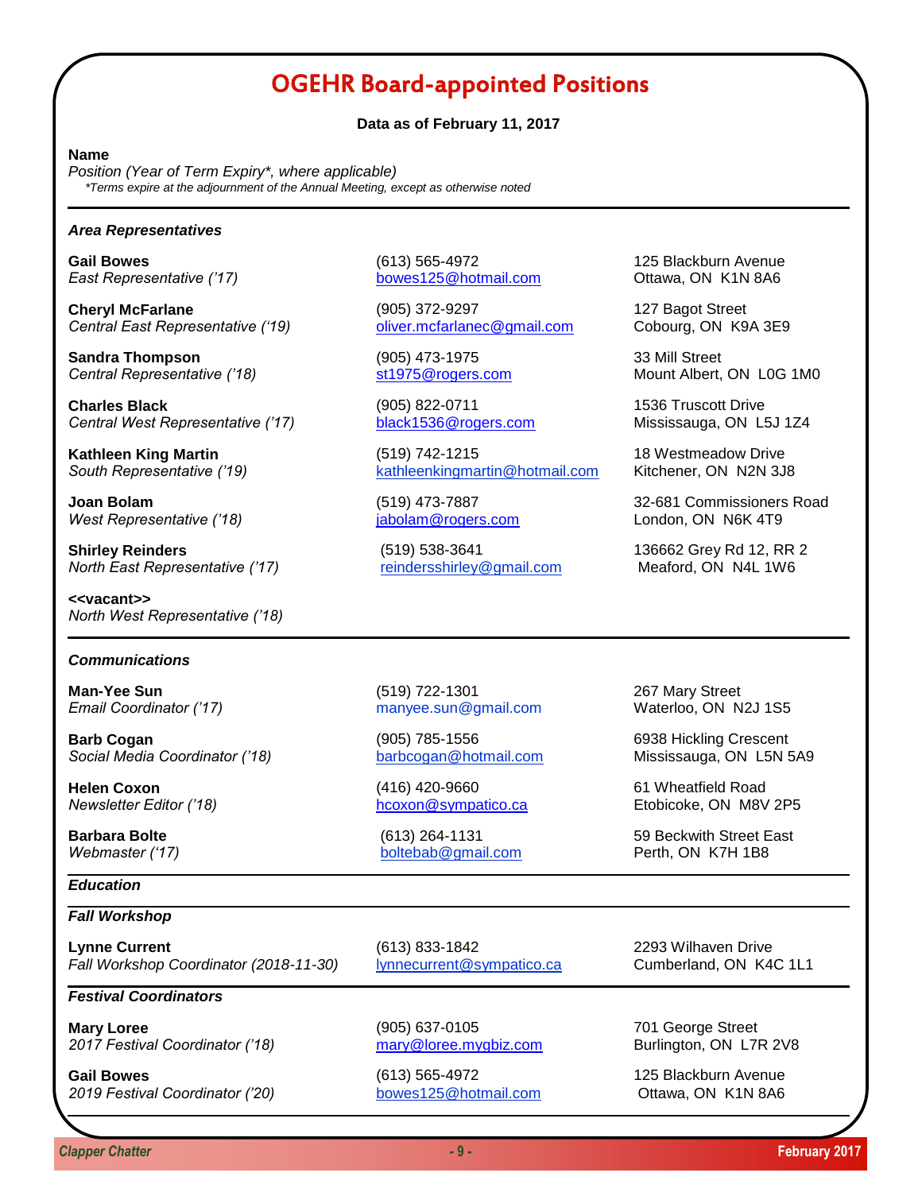# OGEHR Board-appointed Positions

**Data as of February 11, 2017**

**Name**
*Position (Year of Term Expiry\*, where applicable)*
*\*Terms expire at the adjournment of the Annual Meeting, except as otherwise noted*

---

### *Area Representatives*

| Name / Position | Phone / Email | Address |
|---|---|---|
| **Gail Bowes**<br>*East Representative ('17)* | (613) 565-4972<br>bowes125@hotmail.com | 125 Blackburn Avenue<br>Ottawa, ON K1N 8A6 |
| **Cheryl McFarlane**<br>*Central East Representative ('19)* | (905) 372-9297<br>oliver.mcfarlanec@gmail.com | 127 Bagot Street<br>Cobourg, ON K9A 3E9 |
| **Sandra Thompson**<br>*Central Representative ('18)* | (905) 473-1975<br>st1975@rogers.com | 33 Mill Street<br>Mount Albert, ON L0G 1M0 |
| **Charles Black**<br>*Central West Representative ('17)* | (905) 822-0711<br>black1536@rogers.com | 1536 Truscott Drive<br>Mississauga, ON L5J 1Z4 |
| **Kathleen King Martin**<br>*South Representative ('19)* | (519) 742-1215<br>kathleenkingmartin@hotmail.com | 18 Westmeadow Drive<br>Kitchener, ON N2N 3J8 |
| **Joan Bolam**<br>*West Representative ('18)* | (519) 473-7887<br>jabolam@rogers.com | 32-681 Commissioners Road<br>London, ON N6K 4T9 |
| **Shirley Reinders**<br>*North East Representative ('17)* | (519) 538-3641<br>reindersshirley@gmail.com | 136662 Grey Rd 12, RR 2<br>Meaford, ON N4L 1W6 |
| **<<vacant>>**<br>*North West Representative ('18)* | | |

---

### *Communications*

| Name / Position | Phone / Email | Address |
|---|---|---|
| **Man-Yee Sun**<br>*Email Coordinator ('17)* | (519) 722-1301<br>manyee.sun@gmail.com | 267 Mary Street<br>Waterloo, ON N2J 1S5 |
| **Barb Cogan**<br>*Social Media Coordinator ('18)* | (905) 785-1556<br>barbcogan@hotmail.com | 6938 Hickling Crescent<br>Mississauga, ON L5N 5A9 |
| **Helen Coxon**<br>*Newsletter Editor ('18)* | (416) 420-9660<br>hcoxon@sympatico.ca | 61 Wheatfield Road<br>Etobicoke, ON M8V 2P5 |
| **Barbara Bolte**<br>*Webmaster ('17)* | (613) 264-1131<br>boltebab@gmail.com | 59 Beckwith Street East<br>Perth, ON K7H 1B8 |

---

### *Education*

---

### *Fall Workshop*

| Name / Position | Phone / Email | Address |
|---|---|---|
| **Lynne Current**<br>*Fall Workshop Coordinator (2018-11-30)* | (613) 833-1842<br>lynnecurrent@sympatico.ca | 2293 Wilhaven Drive<br>Cumberland, ON K4C 1L1 |

---

### *Festival Coordinators*

| Name / Position | Phone / Email | Address |
|---|---|---|
| **Mary Loree**<br>*2017 Festival Coordinator ('18)* | (905) 637-0105<br>mary@loree.mygbiz.com | 701 George Street<br>Burlington, ON L7R 2V8 |
| **Gail Bowes**<br>*2019 Festival Coordinator ('20)* | (613) 565-4972<br>bowes125@hotmail.com | 125 Blackburn Avenue<br>Ottawa, ON K1N 8A6 |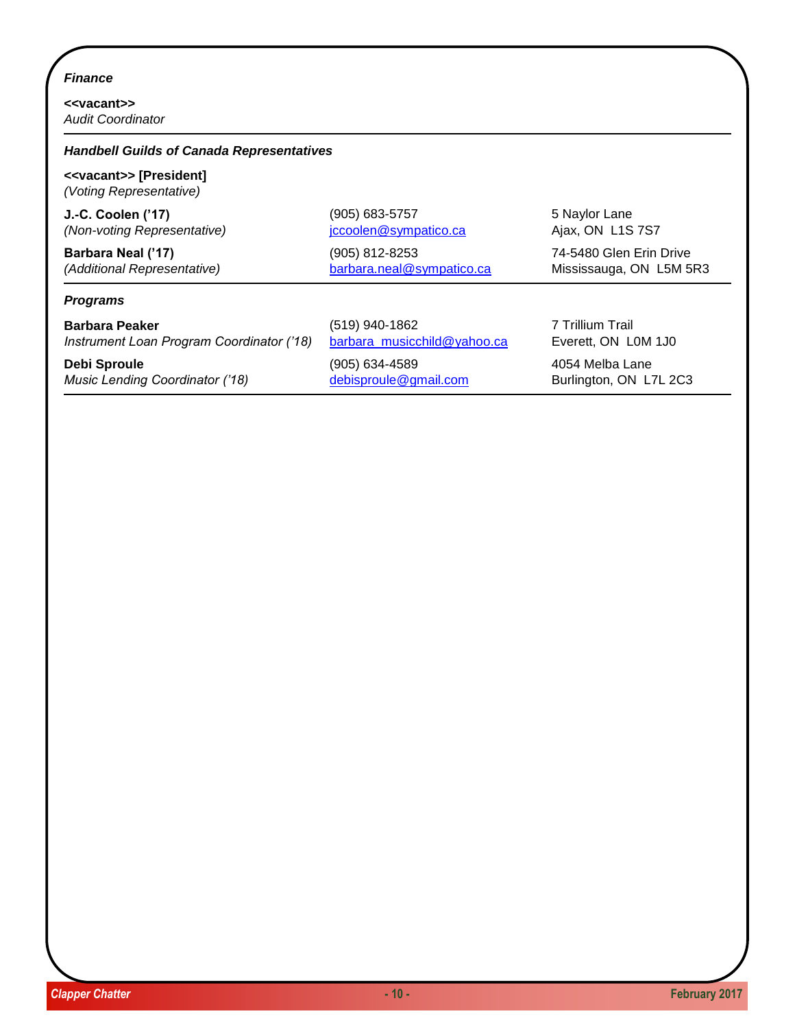*Finance*

**<<vacant>>**
*Audit Coordinator*

---

*Handbell Guilds of Canada Representatives*

**<<vacant>> [President]**
*(Voting Representative)*

| | | |
|---|---|---|
| **J.-C. Coolen ('17)**<br>*(Non-voting Representative)* | (905) 683-5757<br>jccoolen@sympatico.ca | 5 Naylor Lane<br>Ajax, ON  L1S 7S7 |
| **Barbara Neal ('17)**<br>*(Additional Representative)* | (905) 812-8253<br>barbara.neal@sympatico.ca | 74-5480 Glen Erin Drive<br>Mississauga, ON  L5M 5R3 |

---

*Programs*

| | | |
|---|---|---|
| **Barbara Peaker**<br>*Instrument Loan Program Coordinator ('18)* | (519) 940-1862<br>barbara_musicchild@yahoo.ca | 7 Trillium Trail<br>Everett, ON  L0M 1J0 |
| **Debi Sproule**<br>*Music Lending Coordinator ('18)* | (905) 634-4589<br>debisproule@gmail.com | 4054 Melba Lane<br>Burlington, ON  L7L 2C3 |